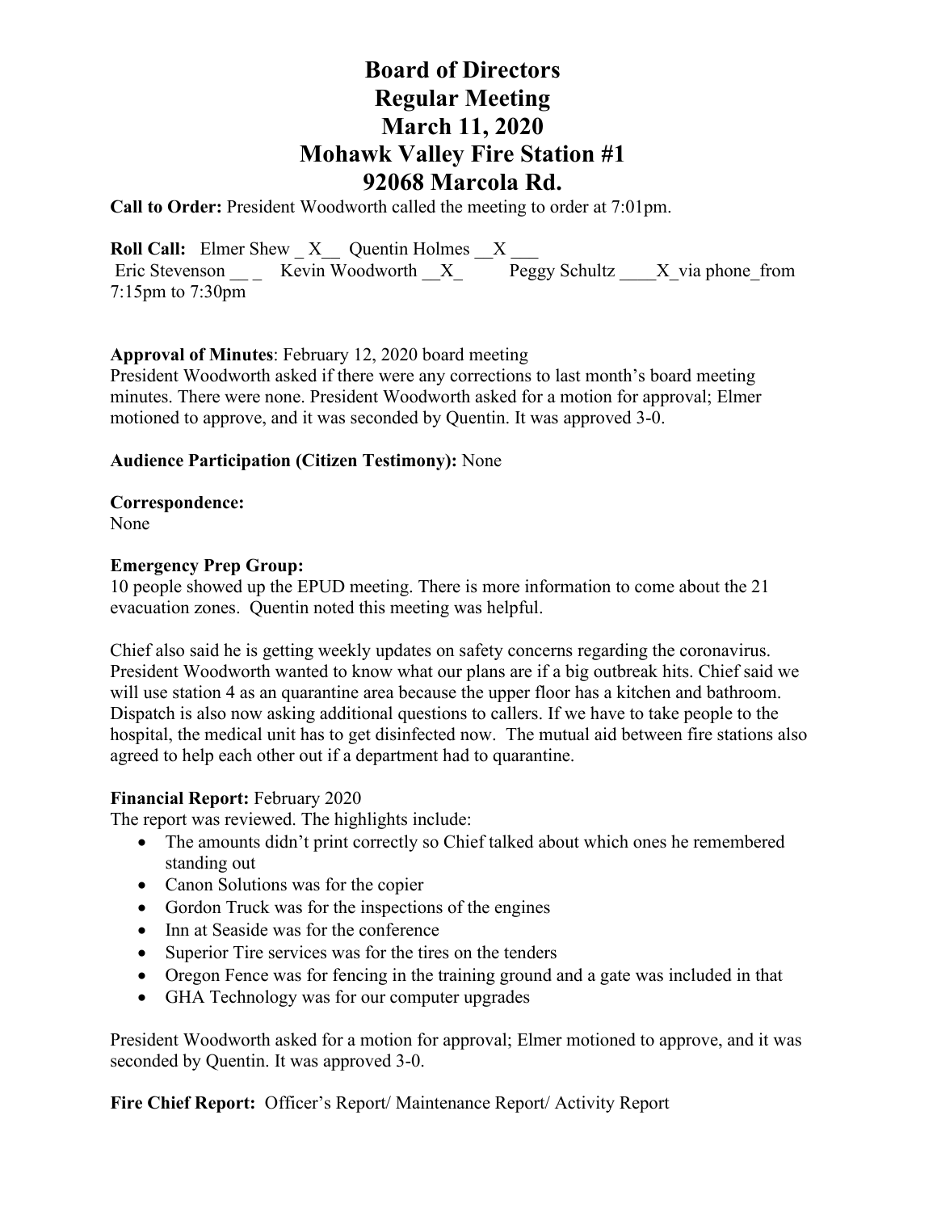# Board of Directors
# Regular Meeting
# March 11, 2020
# Mohawk Valley Fire Station #1
# 92068 Marcola Rd.

**Call to Order:** President Woodworth called the meeting to order at 7:01pm.

**Roll Call:** Elmer Shew _ X__ Quentin Holmes __X ___
Eric Stevenson __ _ Kevin Woodworth __X_ Peggy Schultz ____X_via phone_from 7:15pm to 7:30pm

**Approval of Minutes**: February 12, 2020 board meeting
President Woodworth asked if there were any corrections to last month's board meeting minutes. There were none. President Woodworth asked for a motion for approval; Elmer motioned to approve, and it was seconded by Quentin. It was approved 3-0.

**Audience Participation (Citizen Testimony):** None

**Correspondence:**
None

**Emergency Prep Group:**
10 people showed up the EPUD meeting. There is more information to come about the 21 evacuation zones. Quentin noted this meeting was helpful.

Chief also said he is getting weekly updates on safety concerns regarding the coronavirus. President Woodworth wanted to know what our plans are if a big outbreak hits. Chief said we will use station 4 as an quarantine area because the upper floor has a kitchen and bathroom. Dispatch is also now asking additional questions to callers. If we have to take people to the hospital, the medical unit has to get disinfected now. The mutual aid between fire stations also agreed to help each other out if a department had to quarantine.

**Financial Report:** February 2020
The report was reviewed. The highlights include:

- The amounts didn't print correctly so Chief talked about which ones he remembered standing out
- Canon Solutions was for the copier
- Gordon Truck was for the inspections of the engines
- Inn at Seaside was for the conference
- Superior Tire services was for the tires on the tenders
- Oregon Fence was for fencing in the training ground and a gate was included in that
- GHA Technology was for our computer upgrades

President Woodworth asked for a motion for approval; Elmer motioned to approve, and it was seconded by Quentin. It was approved 3-0.

**Fire Chief Report:** Officer's Report/ Maintenance Report/ Activity Report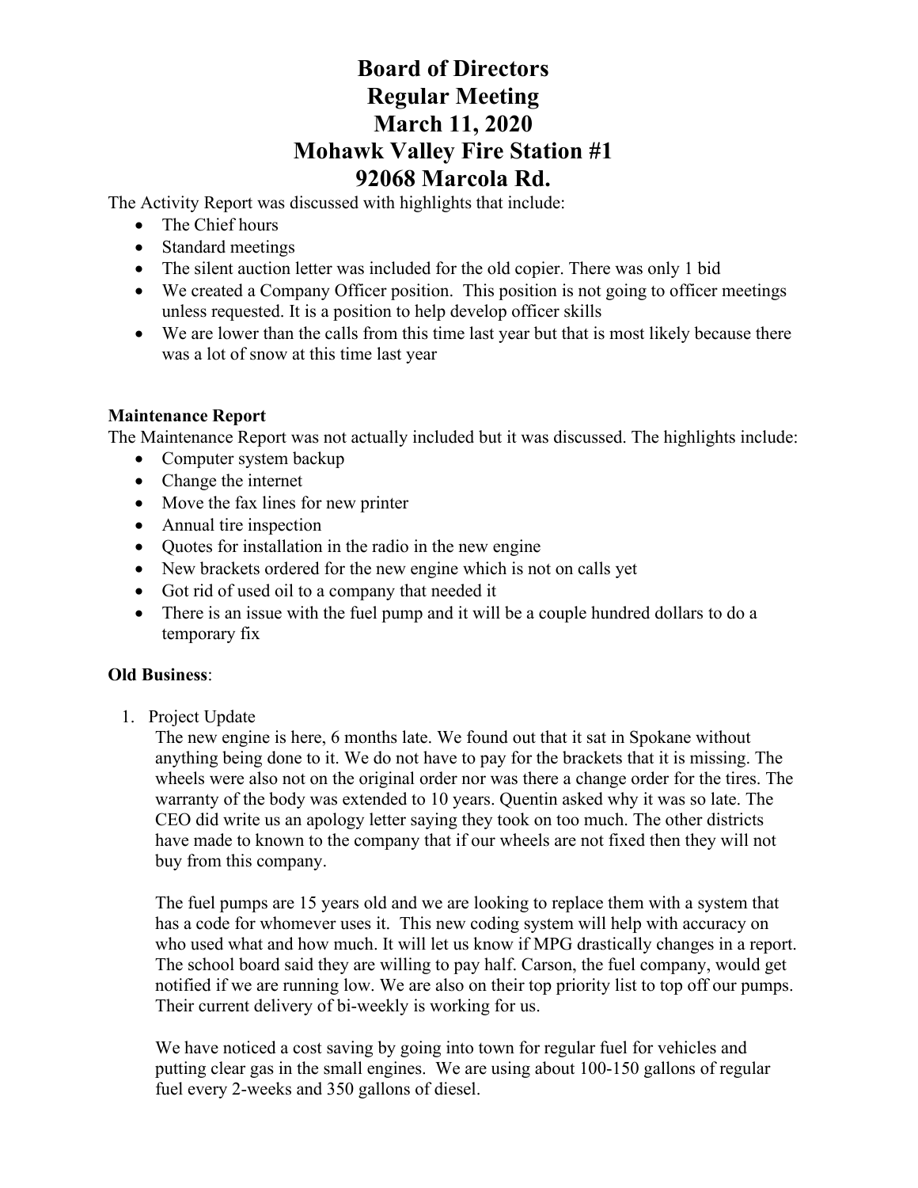# Board of Directors
# Regular Meeting
# March 11, 2020
# Mohawk Valley Fire Station #1
# 92068 Marcola Rd.

The Activity Report was discussed with highlights that include:

- The Chief hours
- Standard meetings
- The silent auction letter was included for the old copier. There was only 1 bid
- We created a Company Officer position. This position is not going to officer meetings unless requested. It is a position to help develop officer skills
- We are lower than the calls from this time last year but that is most likely because there was a lot of snow at this time last year

**Maintenance Report**

The Maintenance Report was not actually included but it was discussed. The highlights include:

- Computer system backup
- Change the internet
- Move the fax lines for new printer
- Annual tire inspection
- Quotes for installation in the radio in the new engine
- New brackets ordered for the new engine which is not on calls yet
- Got rid of used oil to a company that needed it
- There is an issue with the fuel pump and it will be a couple hundred dollars to do a temporary fix

**Old Business**:

1. Project Update

   The new engine is here, 6 months late. We found out that it sat in Spokane without anything being done to it. We do not have to pay for the brackets that it is missing. The wheels were also not on the original order nor was there a change order for the tires. The warranty of the body was extended to 10 years. Quentin asked why it was so late. The CEO did write us an apology letter saying they took on too much. The other districts have made to known to the company that if our wheels are not fixed then they will not buy from this company.

   The fuel pumps are 15 years old and we are looking to replace them with a system that has a code for whomever uses it. This new coding system will help with accuracy on who used what and how much. It will let us know if MPG drastically changes in a report. The school board said they are willing to pay half. Carson, the fuel company, would get notified if we are running low. We are also on their top priority list to top off our pumps. Their current delivery of bi-weekly is working for us.

   We have noticed a cost saving by going into town for regular fuel for vehicles and putting clear gas in the small engines. We are using about 100-150 gallons of regular fuel every 2-weeks and 350 gallons of diesel.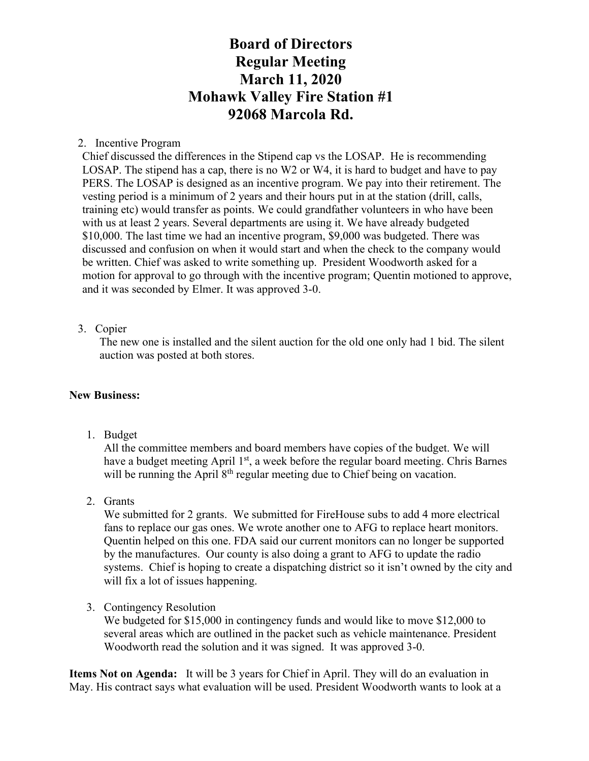# Board of Directors
# Regular Meeting
# March 11, 2020
# Mohawk Valley Fire Station #1
# 92068 Marcola Rd.

2. Incentive Program

Chief discussed the differences in the Stipend cap vs the LOSAP. He is recommending LOSAP. The stipend has a cap, there is no W2 or W4, it is hard to budget and have to pay PERS. The LOSAP is designed as an incentive program. We pay into their retirement. The vesting period is a minimum of 2 years and their hours put in at the station (drill, calls, training etc) would transfer as points. We could grandfather volunteers in who have been with us at least 2 years. Several departments are using it. We have already budgeted $10,000. The last time we had an incentive program, $9,000 was budgeted. There was discussed and confusion on when it would start and when the check to the company would be written. Chief was asked to write something up. President Woodworth asked for a motion for approval to go through with the incentive program; Quentin motioned to approve, and it was seconded by Elmer. It was approved 3-0.

3. Copier

The new one is installed and the silent auction for the old one only had 1 bid. The silent auction was posted at both stores.

**New Business:**

1. Budget

All the committee members and board members have copies of the budget. We will have a budget meeting April 1st, a week before the regular board meeting. Chris Barnes will be running the April 8th regular meeting due to Chief being on vacation.

2. Grants

We submitted for 2 grants. We submitted for FireHouse subs to add 4 more electrical fans to replace our gas ones. We wrote another one to AFG to replace heart monitors. Quentin helped on this one. FDA said our current monitors can no longer be supported by the manufactures. Our county is also doing a grant to AFG to update the radio systems. Chief is hoping to create a dispatching district so it isn't owned by the city and will fix a lot of issues happening.

3. Contingency Resolution

We budgeted for $15,000 in contingency funds and would like to move $12,000 to several areas which are outlined in the packet such as vehicle maintenance. President Woodworth read the solution and it was signed. It was approved 3-0.

**Items Not on Agenda:** It will be 3 years for Chief in April. They will do an evaluation in May. His contract says what evaluation will be used. President Woodworth wants to look at a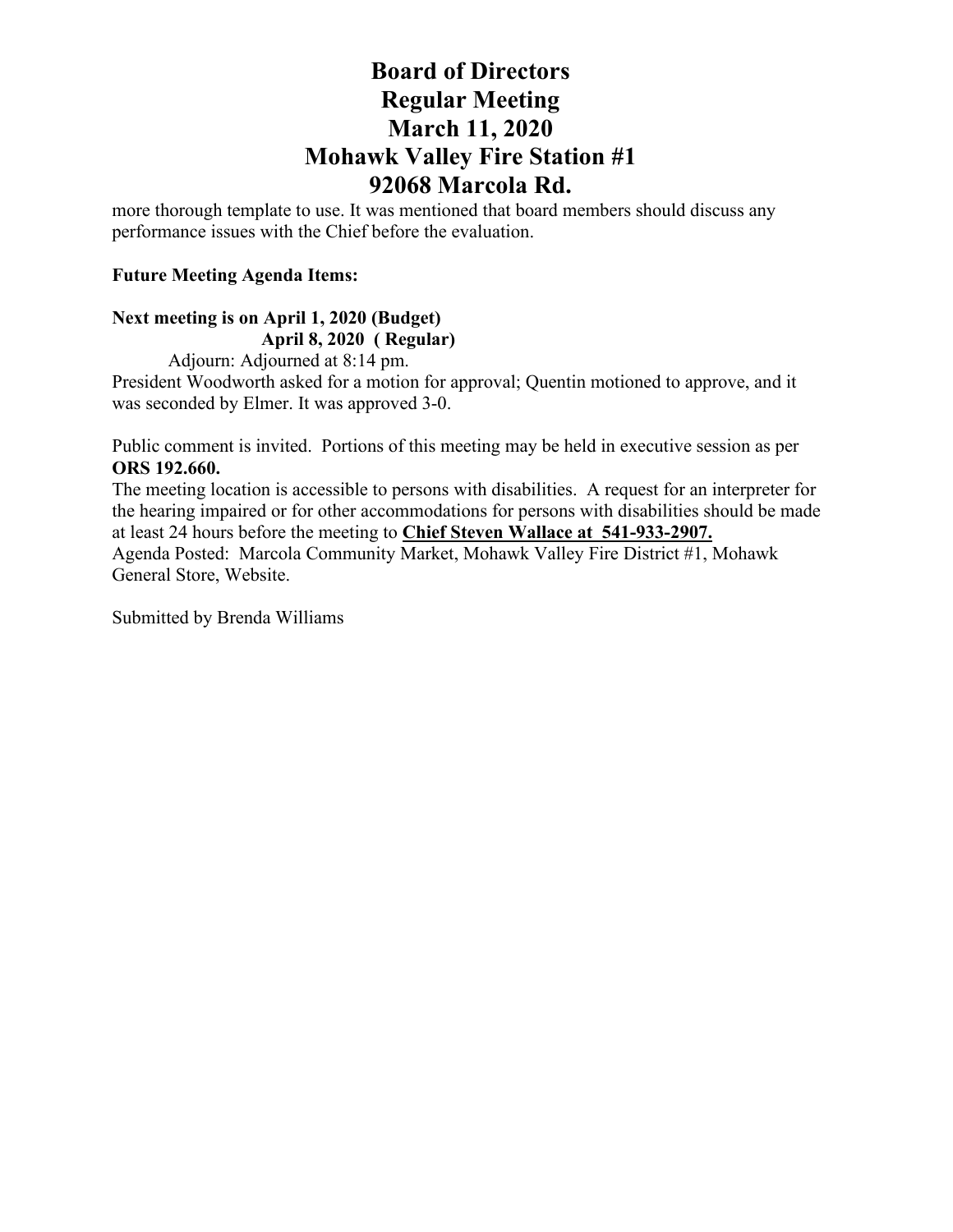more thorough template to use. It was mentioned that board members should discuss any performance issues with the Chief before the evaluation.

**Future Meeting Agenda Items:**

**Next meeting is on April 1, 2020 (Budget)**
**April 8, 2020 ( Regular)**

Adjourn: Adjourned at 8:14 pm.

President Woodworth asked for a motion for approval; Quentin motioned to approve, and it was seconded by Elmer. It was approved 3-0.

Public comment is invited. Portions of this meeting may be held in executive session as per **ORS 192.660.**

The meeting location is accessible to persons with disabilities. A request for an interpreter for the hearing impaired or for other accommodations for persons with disabilities should be made at least 24 hours before the meeting to **Chief Steven Wallace at 541-933-2907.**

Agenda Posted: Marcola Community Market, Mohawk Valley Fire District #1, Mohawk General Store, Website.

Submitted by Brenda Williams